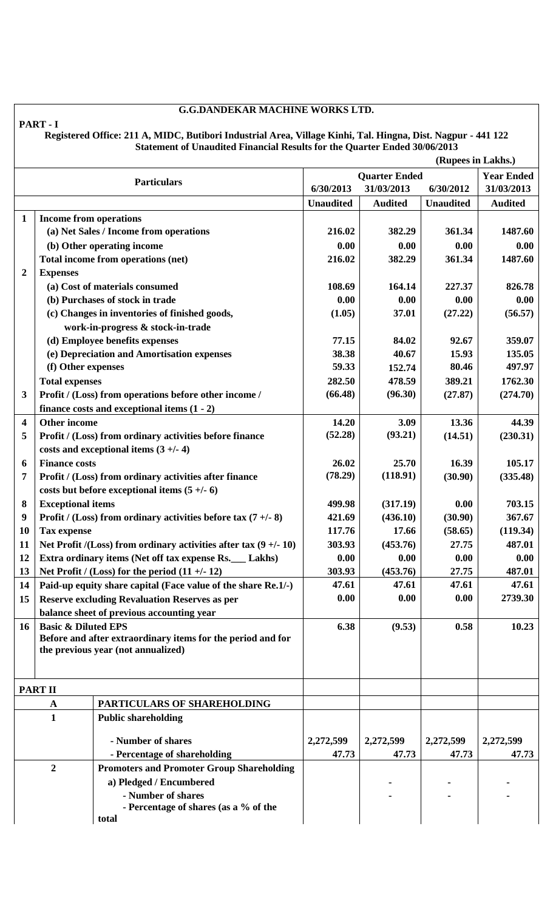# G.G.DANDEKAR MACHINE WORKS LTD.

**PART - I**

**Registered Office: 211 A, MIDC, Butibori Industrial Area, Village Kinhi, Tal. Hingna, Dist. Nagpur - 441 122**

**Statement of Unaudited Financial Results for the Quarter Ended 30/06/2013**

**(Rupees in Lakhs.)**

| | Particulars | Quarter Ended | | | Year Ended |
|---|---|---|---|---|---|
| | | 6/30/2013 | 31/03/2013 | 6/30/2012 | 31/03/2013 |
| | | Unaudited | Audited | Unaudited | Audited |
| 1 | **Income from operations** | | | | |
| | (a) Net Sales / Income from operations | 216.02 | 382.29 | 361.34 | 1487.60 |
| | (b) Other operating income | 0.00 | 0.00 | 0.00 | 0.00 |
| | Total income from operations (net) | 216.02 | 382.29 | 361.34 | 1487.60 |
| 2 | **Expenses** | | | | |
| | (a) Cost of materials consumed | 108.69 | 164.14 | 227.37 | 826.78 |
| | (b) Purchases of stock in trade | 0.00 | 0.00 | 0.00 | 0.00 |
| | (c) Changes in inventories of finished goods, work-in-progress & stock-in-trade | (1.05) | 37.01 | (27.22) | (56.57) |
| | (d) Employee benefits expenses | 77.15 | 84.02 | 92.67 | 359.07 |
| | (e) Depreciation and Amortisation expenses | 38.38 | 40.67 | 15.93 | 135.05 |
| | (f) Other expenses | 59.33 | 152.74 | 80.46 | 497.97 |
| | Total expenses | 282.50 | 478.59 | 389.21 | 1762.30 |
| 3 | Profit / (Loss) from operations before other income / finance costs and exceptional items (1 - 2) | (66.48) | (96.30) | (27.87) | (274.70) |
| 4 | Other income | 14.20 | 3.09 | 13.36 | 44.39 |
| 5 | Profit / (Loss) from ordinary activities before finance costs and exceptional items (3 +/- 4) | (52.28) | (93.21) | (14.51) | (230.31) |
| 6 | Finance costs | 26.02 | 25.70 | 16.39 | 105.17 |
| 7 | Profit / (Loss) from ordinary activities after finance costs but before exceptional items (5 +/- 6) | (78.29) | (118.91) | (30.90) | (335.48) |
| 8 | Exceptional items | 499.98 | (317.19) | 0.00 | 703.15 |
| 9 | Profit / (Loss) from ordinary activities before tax (7 +/- 8) | 421.69 | (436.10) | (30.90) | 367.67 |
| 10 | Tax expense | 117.76 | 17.66 | (58.65) | (119.34) |
| 11 | Net Profit /(Loss) from ordinary activities after tax (9 +/- 10) | 303.93 | (453.76) | 27.75 | 487.01 |
| 12 | Extra ordinary items (Net off tax expense Rs.___ Lakhs) | 0.00 | 0.00 | 0.00 | 0.00 |
| 13 | Net Profit / (Loss) for the period (11 +/- 12) | 303.93 | (453.76) | 27.75 | 487.01 |
| 14 | Paid-up equity share capital (Face value of the share Re.1/-) | 47.61 | 47.61 | 47.61 | 47.61 |
| 15 | Reserve excluding Revaluation Reserves as per balance sheet of previous accounting year | 0.00 | 0.00 | 0.00 | 2739.30 |
| 16 | Basic & Diluted EPS Before and after extraordinary items for the period and for the previous year (not annualized) | 6.38 | (9.53) | 0.58 | 10.23 |

**PART II**

| | | | | | |
|---|---|---|---|---|---|
| A | **PARTICULARS OF SHAREHOLDING** | | | | |
| 1 | **Public shareholding** | | | | |
| | - Number of shares | 2,272,599 | 2,272,599 | 2,272,599 | 2,272,599 |
| | - Percentage of shareholding | 47.73 | 47.73 | 47.73 | 47.73 |
| 2 | **Promoters and Promoter Group Shareholding** | | | | |
| | a) Pledged / Encumbered | | - | - | - |
| | - Number of shares | | - | - | - |
| | - Percentage of shares (as a % of the total | | | | |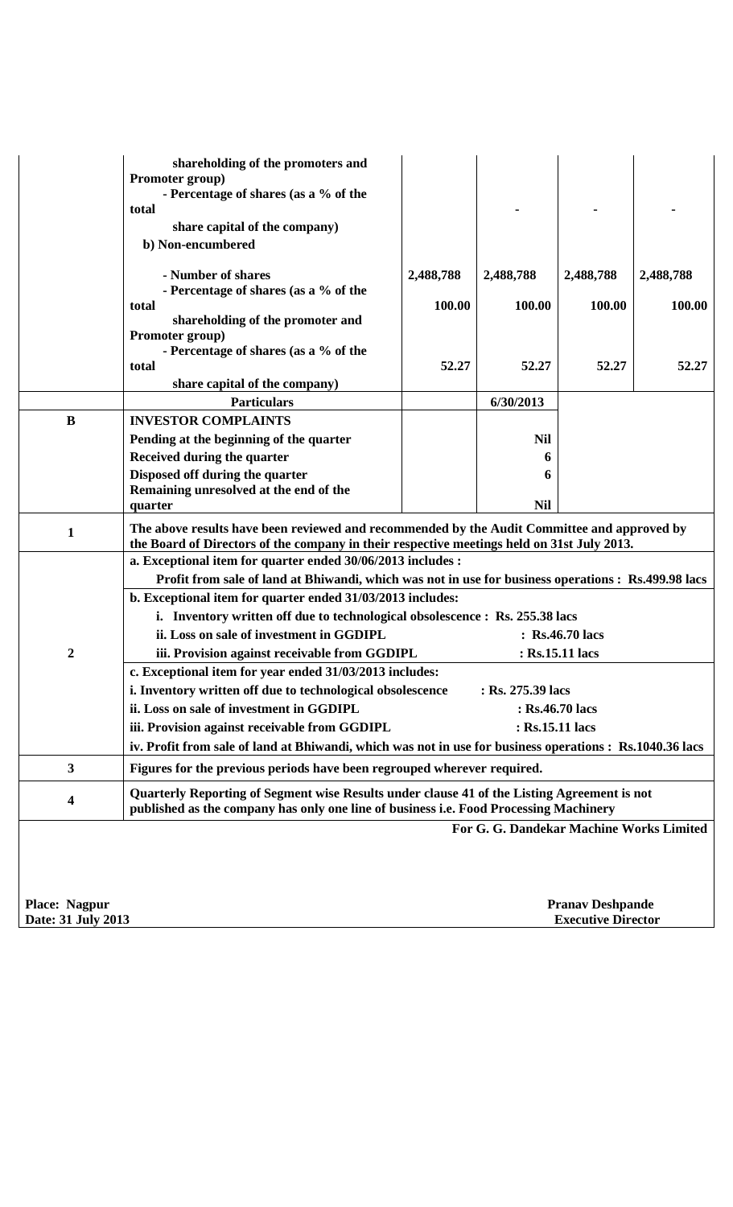| | | | | | |
|---|---|---|---|---|---|
| | **shareholding of the promoters and Promoter group)** | | | | |
| | **- Percentage of shares (as a % of the total share capital of the company)** | | **-** | **-** | **-** |
| | **b) Non-encumbered** | | | | |
| | **- Number of shares** | **2,488,788** | **2,488,788** | **2,488,788** | **2,488,788** |
| | **- Percentage of shares (as a % of the total shareholding of the promoter and Promoter group)** | **100.00** | **100.00** | **100.00** | **100.00** |
| | **- Percentage of shares (as a % of the total share capital of the company)** | **52.27** | **52.27** | **52.27** | **52.27** |
| | **Particulars** | | **6/30/2013** | | |
| **B** | **INVESTOR COMPLAINTS** | | | | |
| | **Pending at the beginning of the quarter** | | **Nil** | | |
| | **Received during the quarter** | | **6** | | |
| | **Disposed off during the quarter** | | **6** | | |
| | **Remaining unresolved at the end of the quarter** | | **Nil** | | |

| | |
|---|---|
| **1** | **The above results have been reviewed and recommended by the Audit Committee and approved by the Board of Directors of the company in their respective meetings held on 31st July 2013.** |
| **2** | **a. Exceptional item for quarter ended 30/06/2013 includes :**<br>**Profit from sale of land at Bhiwandi, which was not in use for business operations : Rs.499.98 lacs**<br>**b. Exceptional item for quarter ended 31/03/2013 includes:**<br>**i. Inventory written off due to technological obsolescence : Rs. 255.38 lacs**<br>**ii. Loss on sale of investment in GGDIPL : Rs.46.70 lacs**<br>**iii. Provision against receivable from GGDIPL : Rs.15.11 lacs**<br>**c. Exceptional item for year ended 31/03/2013 includes:**<br>**i. Inventory written off due to technological obsolescence : Rs. 275.39 lacs**<br>**ii. Loss on sale of investment in GGDIPL : Rs.46.70 lacs**<br>**iii. Provision against receivable from GGDIPL : Rs.15.11 lacs**<br>**iv. Profit from sale of land at Bhiwandi, which was not in use for business operations : Rs.1040.36 lacs** |
| **3** | **Figures for the previous periods have been regrouped wherever required.** |
| **4** | **Quarterly Reporting of Segment wise Results under clause 41 of the Listing Agreement is not published as the company has only one line of business i.e. Food Processing Machinery** |

**For G. G. Dandekar Machine Works Limited**

**Place: Nagpur**
**Date: 31 July 2013**

**Pranav Deshpande**
**Executive Director**